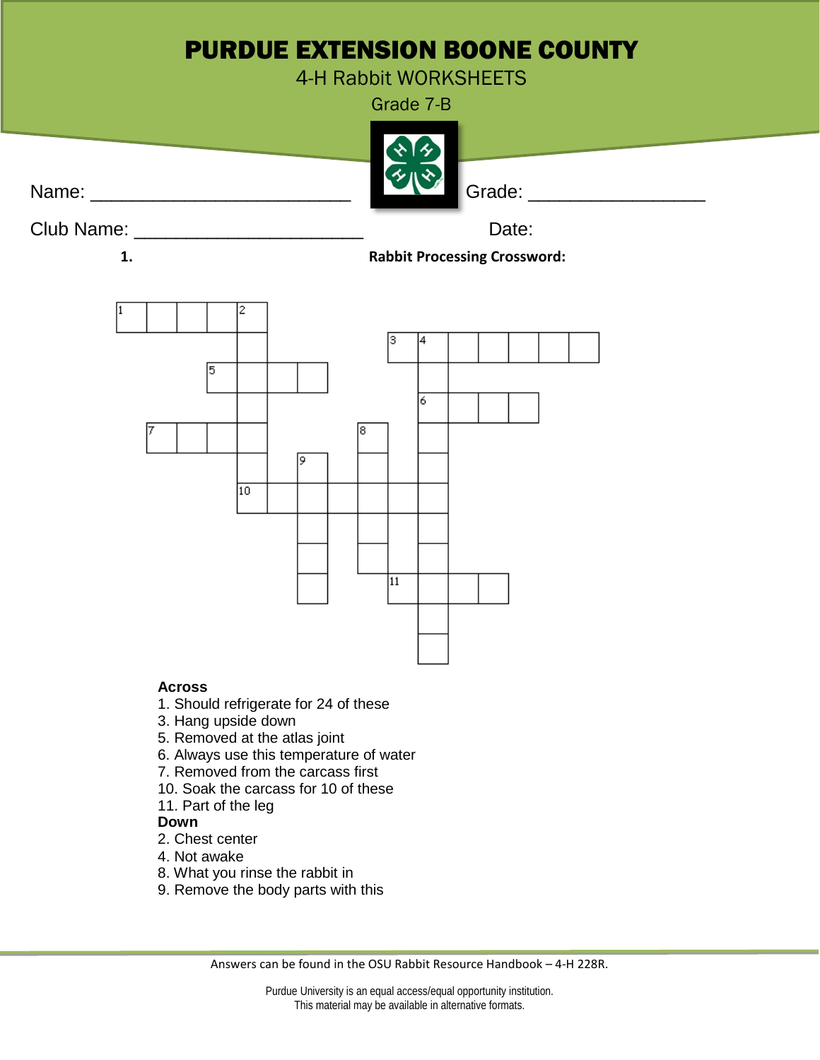# PURDUE EXTENSION BOONE COUNTY

4-H Rabbit WORKSHEETS

Grade 7-B

Name: ________________________ Grade: ________________

Club Name: ______________________ Date:

1. **Rabbit Processing Crossword:**

**Across**

1. Should refrigerate for 24 of these
3. Hang upside down
5. Removed at the atlas joint
6. Always use this temperature of water
7. Removed from the carcass first
10. Soak the carcass for 10 of these
11. Part of the leg

**Down**

2. Chest center
4. Not awake
8. What you rinse the rabbit in
9. Remove the body parts with this

Answers can be found in the OSU Rabbit Resource Handbook – 4-H 228R.

Purdue University is an equal access/equal opportunity institution.
This material may be available in alternative formats.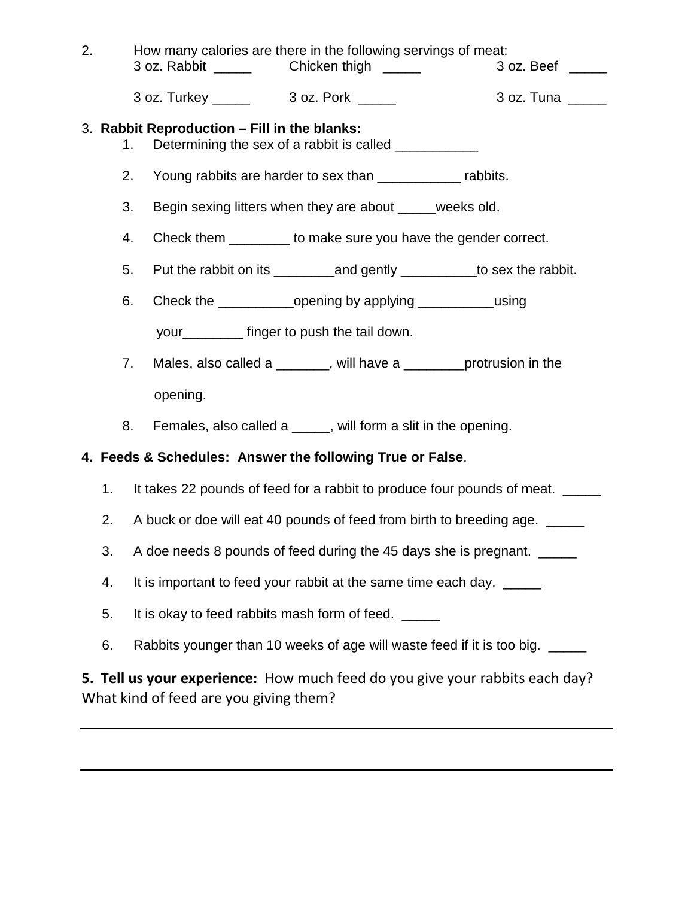2. How many calories are there in the following servings of meat:

   3 oz. Rabbit _____ Chicken thigh _____ 3 oz. Beef _____

   3 oz. Turkey _____ 3 oz. Pork _____ 3 oz. Tuna _____

3. **Rabbit Reproduction – Fill in the blanks:**

   1. Determining the sex of a rabbit is called ___________
   2. Young rabbits are harder to sex than ___________ rabbits.
   3. Begin sexing litters when they are about _____weeks old.
   4. Check them ________ to make sure you have the gender correct.
   5. Put the rabbit on its ________and gently __________to sex the rabbit.
   6. Check the __________opening by applying __________using your________ finger to push the tail down.
   7. Males, also called a _______, will have a ________protrusion in the opening.
   8. Females, also called a _____, will form a slit in the opening.

**4. Feeds & Schedules: Answer the following True or False**.

1. It takes 22 pounds of feed for a rabbit to produce four pounds of meat. _____
2. A buck or doe will eat 40 pounds of feed from birth to breeding age. _____
3. A doe needs 8 pounds of feed during the 45 days she is pregnant. _____
4. It is important to feed your rabbit at the same time each day. _____
5. It is okay to feed rabbits mash form of feed. _____
6. Rabbits younger than 10 weeks of age will waste feed if it is too big. _____

**5. Tell us your experience:** How much feed do you give your rabbits each day? What kind of feed are you giving them?

________________________________________________________________

________________________________________________________________